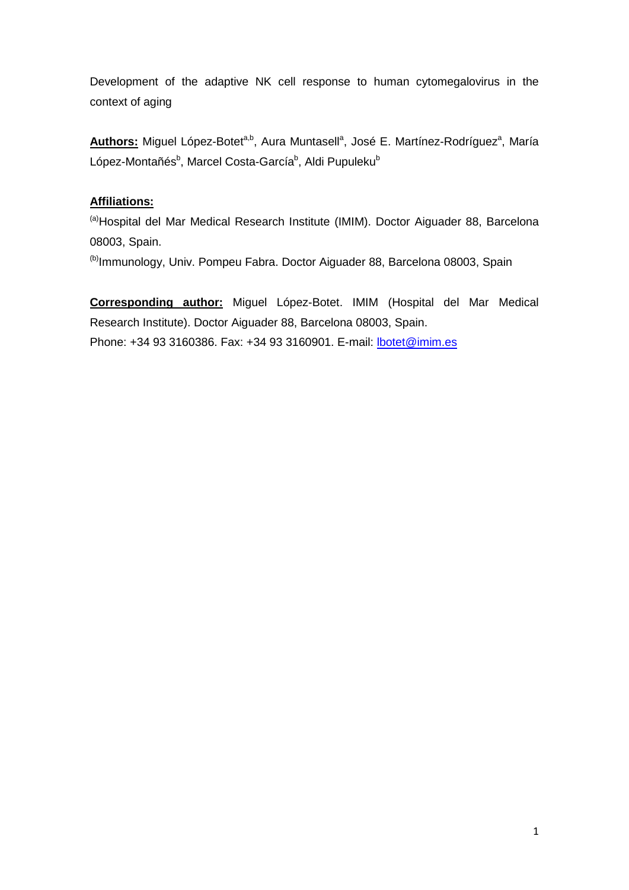Development of the adaptive NK cell response to human cytomegalovirus in the context of aging

**Authors:** Miguel López-Botet[a,b], Aura Muntasell[a], José E. Martínez-Rodríguez[a], María López-Montañés[b], Marcel Costa-García[b], Aldi Pupuleku[b]

**Affiliations:**

[(a)]Hospital del Mar Medical Research Institute (IMIM). Doctor Aiguader 88, Barcelona 08003, Spain.

[(b)]Immunology, Univ. Pompeu Fabra. Doctor Aiguader 88, Barcelona 08003, Spain

**Corresponding author:** Miguel López-Botet. IMIM (Hospital del Mar Medical Research Institute). Doctor Aiguader 88, Barcelona 08003, Spain.
Phone: +34 93 3160386. Fax: +34 93 3160901. E-mail: lbotet@imim.es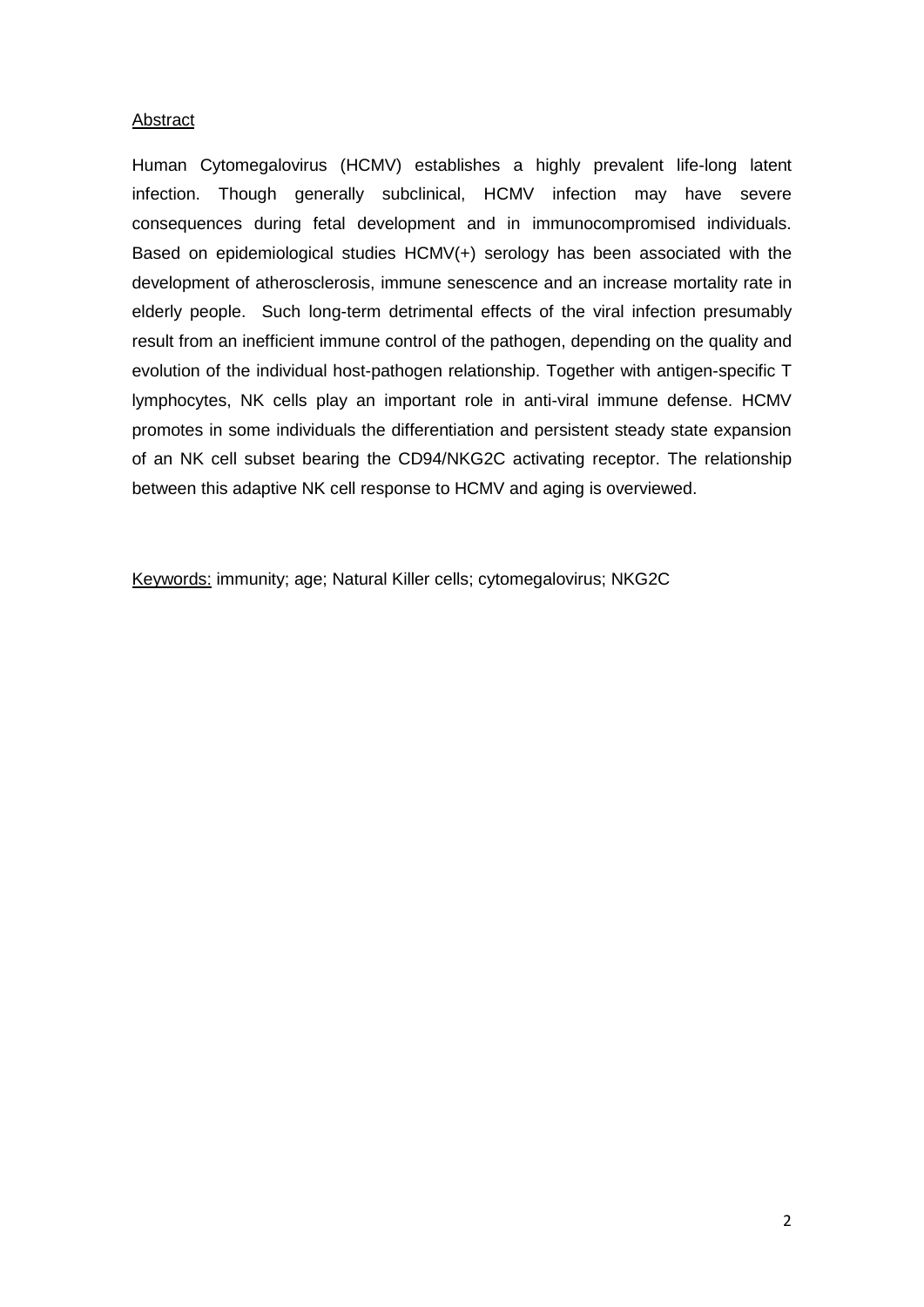## Abstract

Human Cytomegalovirus (HCMV) establishes a highly prevalent life-long latent infection. Though generally subclinical, HCMV infection may have severe consequences during fetal development and in immunocompromised individuals. Based on epidemiological studies HCMV(+) serology has been associated with the development of atherosclerosis, immune senescence and an increase mortality rate in elderly people. Such long-term detrimental effects of the viral infection presumably result from an inefficient immune control of the pathogen, depending on the quality and evolution of the individual host-pathogen relationship. Together with antigen-specific T lymphocytes, NK cells play an important role in anti-viral immune defense. HCMV promotes in some individuals the differentiation and persistent steady state expansion of an NK cell subset bearing the CD94/NKG2C activating receptor. The relationship between this adaptive NK cell response to HCMV and aging is overviewed.

Keywords: immunity; age; Natural Killer cells; cytomegalovirus; NKG2C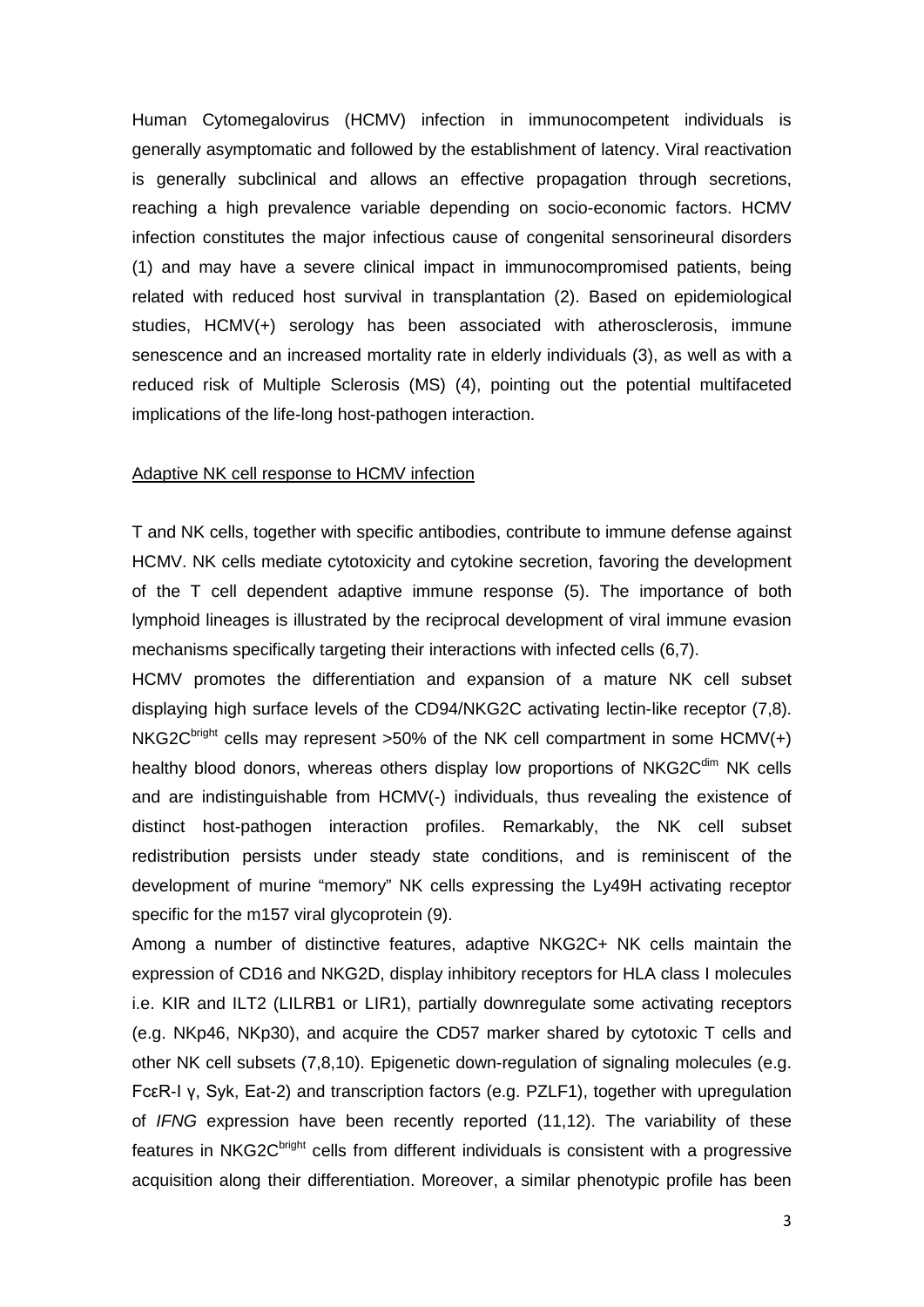Human Cytomegalovirus (HCMV) infection in immunocompetent individuals is generally asymptomatic and followed by the establishment of latency. Viral reactivation is generally subclinical and allows an effective propagation through secretions, reaching a high prevalence variable depending on socio-economic factors. HCMV infection constitutes the major infectious cause of congenital sensorineural disorders (1) and may have a severe clinical impact in immunocompromised patients, being related with reduced host survival in transplantation (2). Based on epidemiological studies, HCMV(+) serology has been associated with atherosclerosis, immune senescence and an increased mortality rate in elderly individuals (3), as well as with a reduced risk of Multiple Sclerosis (MS) (4), pointing out the potential multifaceted implications of the life-long host-pathogen interaction.

## Adaptive NK cell response to HCMV infection

T and NK cells, together with specific antibodies, contribute to immune defense against HCMV. NK cells mediate cytotoxicity and cytokine secretion, favoring the development of the T cell dependent adaptive immune response (5). The importance of both lymphoid lineages is illustrated by the reciprocal development of viral immune evasion mechanisms specifically targeting their interactions with infected cells (6,7).

HCMV promotes the differentiation and expansion of a mature NK cell subset displaying high surface levels of the CD94/NKG2C activating lectin-like receptor (7,8). NKG2C$^{bright}$ cells may represent >50% of the NK cell compartment in some HCMV(+) healthy blood donors, whereas others display low proportions of NKG2C$^{dim}$ NK cells and are indistinguishable from HCMV(-) individuals, thus revealing the existence of distinct host-pathogen interaction profiles. Remarkably, the NK cell subset redistribution persists under steady state conditions, and is reminiscent of the development of murine "memory" NK cells expressing the Ly49H activating receptor specific for the m157 viral glycoprotein (9).

Among a number of distinctive features, adaptive NKG2C+ NK cells maintain the expression of CD16 and NKG2D, display inhibitory receptors for HLA class I molecules i.e. KIR and ILT2 (LILRB1 or LIR1), partially downregulate some activating receptors (e.g. NKp46, NKp30), and acquire the CD57 marker shared by cytotoxic T cells and other NK cell subsets (7,8,10). Epigenetic down-regulation of signaling molecules (e.g. FcεR-I γ, Syk, Eat-2) and transcription factors (e.g. PZLF1), together with upregulation of *IFNG* expression have been recently reported (11,12). The variability of these features in NKG2C$^{bright}$ cells from different individuals is consistent with a progressive acquisition along their differentiation. Moreover, a similar phenotypic profile has been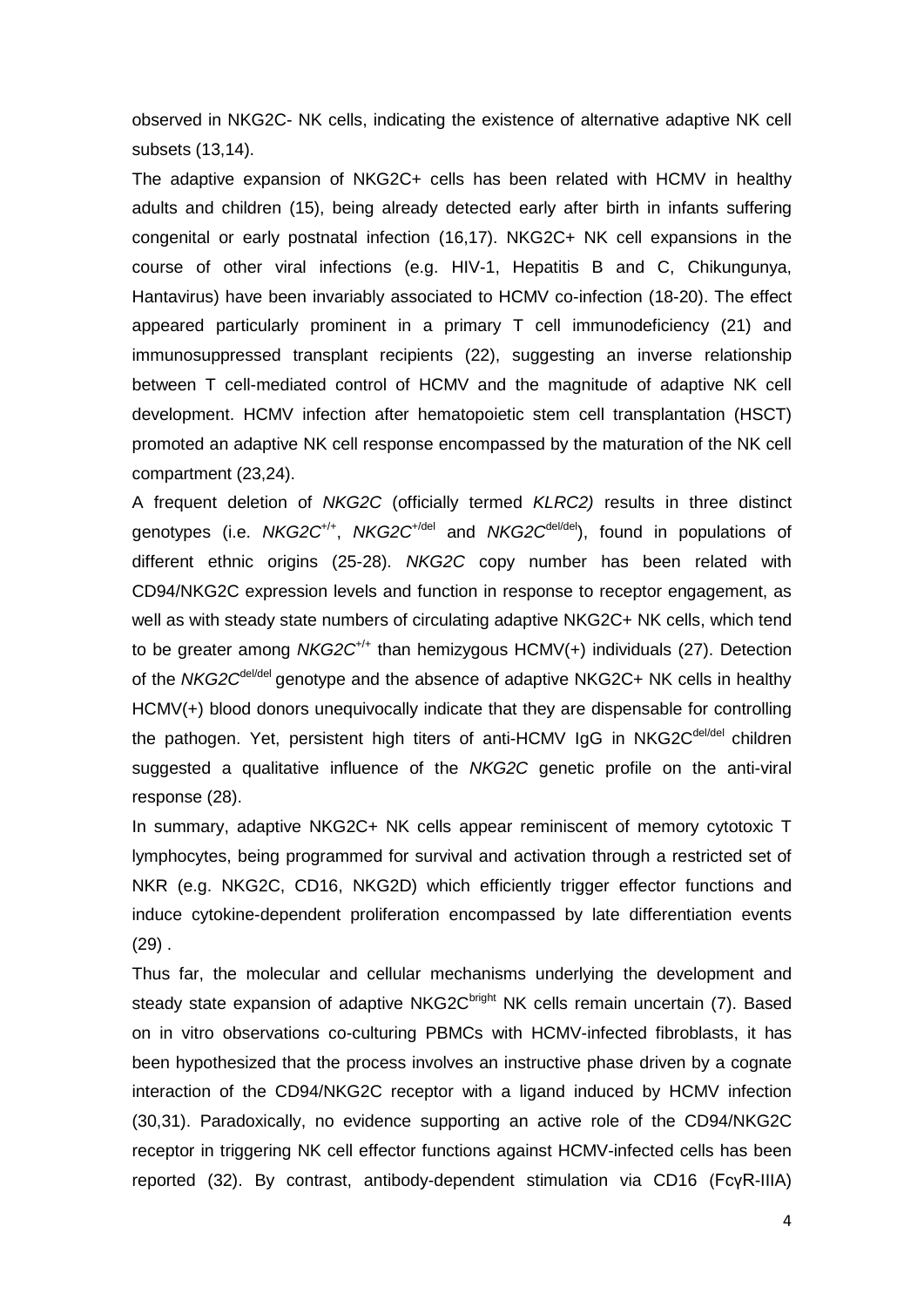observed in NKG2C- NK cells, indicating the existence of alternative adaptive NK cell subsets (13,14).

The adaptive expansion of NKG2C+ cells has been related with HCMV in healthy adults and children (15), being already detected early after birth in infants suffering congenital or early postnatal infection (16,17). NKG2C+ NK cell expansions in the course of other viral infections (e.g. HIV-1, Hepatitis B and C, Chikungunya, Hantavirus) have been invariably associated to HCMV co-infection (18-20). The effect appeared particularly prominent in a primary T cell immunodeficiency (21) and immunosuppressed transplant recipients (22), suggesting an inverse relationship between T cell-mediated control of HCMV and the magnitude of adaptive NK cell development. HCMV infection after hematopoietic stem cell transplantation (HSCT) promoted an adaptive NK cell response encompassed by the maturation of the NK cell compartment (23,24).

A frequent deletion of *NKG2C* (officially termed *KLRC2)* results in three distinct genotypes (i.e. *NKG2C*$^{+/+}$, *NKG2C*$^{+/del}$ and *NKG2C*$^{del/del}$), found in populations of different ethnic origins (25-28). *NKG2C* copy number has been related with CD94/NKG2C expression levels and function in response to receptor engagement, as well as with steady state numbers of circulating adaptive NKG2C+ NK cells, which tend to be greater among *NKG2C*$^{+/+}$ than hemizygous HCMV(+) individuals (27). Detection of the *NKG2C*$^{del/del}$ genotype and the absence of adaptive NKG2C+ NK cells in healthy HCMV(+) blood donors unequivocally indicate that they are dispensable for controlling the pathogen. Yet, persistent high titers of anti-HCMV IgG in NKG2C$^{del/del}$ children suggested a qualitative influence of the *NKG2C* genetic profile on the anti-viral response (28).

In summary, adaptive NKG2C+ NK cells appear reminiscent of memory cytotoxic T lymphocytes, being programmed for survival and activation through a restricted set of NKR (e.g. NKG2C, CD16, NKG2D) which efficiently trigger effector functions and induce cytokine-dependent proliferation encompassed by late differentiation events (29) .

Thus far, the molecular and cellular mechanisms underlying the development and steady state expansion of adaptive NKG2C$^{bright}$ NK cells remain uncertain (7). Based on in vitro observations co-culturing PBMCs with HCMV-infected fibroblasts, it has been hypothesized that the process involves an instructive phase driven by a cognate interaction of the CD94/NKG2C receptor with a ligand induced by HCMV infection (30,31). Paradoxically, no evidence supporting an active role of the CD94/NKG2C receptor in triggering NK cell effector functions against HCMV-infected cells has been reported (32). By contrast, antibody-dependent stimulation via CD16 (FcγR-IIIA)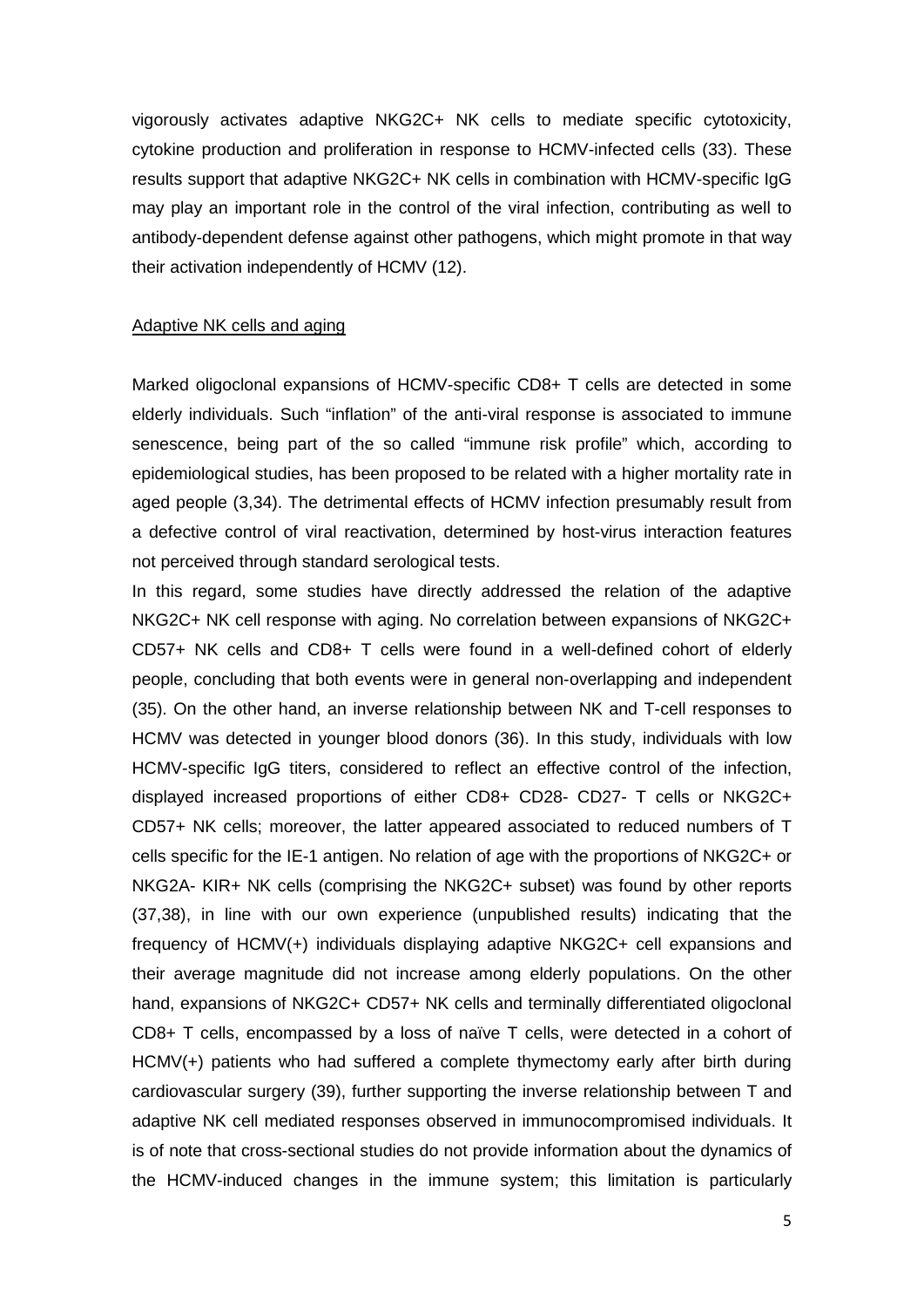vigorously activates adaptive NKG2C+ NK cells to mediate specific cytotoxicity, cytokine production and proliferation in response to HCMV-infected cells (33). These results support that adaptive NKG2C+ NK cells in combination with HCMV-specific IgG may play an important role in the control of the viral infection, contributing as well to antibody-dependent defense against other pathogens, which might promote in that way their activation independently of HCMV (12).

## Adaptive NK cells and aging

Marked oligoclonal expansions of HCMV-specific CD8+ T cells are detected in some elderly individuals. Such "inflation" of the anti-viral response is associated to immune senescence, being part of the so called "immune risk profile" which, according to epidemiological studies, has been proposed to be related with a higher mortality rate in aged people (3,34). The detrimental effects of HCMV infection presumably result from a defective control of viral reactivation, determined by host-virus interaction features not perceived through standard serological tests.

In this regard, some studies have directly addressed the relation of the adaptive NKG2C+ NK cell response with aging. No correlation between expansions of NKG2C+ CD57+ NK cells and CD8+ T cells were found in a well-defined cohort of elderly people, concluding that both events were in general non-overlapping and independent (35). On the other hand, an inverse relationship between NK and T-cell responses to HCMV was detected in younger blood donors (36). In this study, individuals with low HCMV-specific IgG titers, considered to reflect an effective control of the infection, displayed increased proportions of either CD8+ CD28- CD27- T cells or NKG2C+ CD57+ NK cells; moreover, the latter appeared associated to reduced numbers of T cells specific for the IE-1 antigen. No relation of age with the proportions of NKG2C+ or NKG2A- KIR+ NK cells (comprising the NKG2C+ subset) was found by other reports (37,38), in line with our own experience (unpublished results) indicating that the frequency of HCMV(+) individuals displaying adaptive NKG2C+ cell expansions and their average magnitude did not increase among elderly populations. On the other hand, expansions of NKG2C+ CD57+ NK cells and terminally differentiated oligoclonal CD8+ T cells, encompassed by a loss of naïve T cells, were detected in a cohort of HCMV(+) patients who had suffered a complete thymectomy early after birth during cardiovascular surgery (39), further supporting the inverse relationship between T and adaptive NK cell mediated responses observed in immunocompromised individuals. It is of note that cross-sectional studies do not provide information about the dynamics of the HCMV-induced changes in the immune system; this limitation is particularly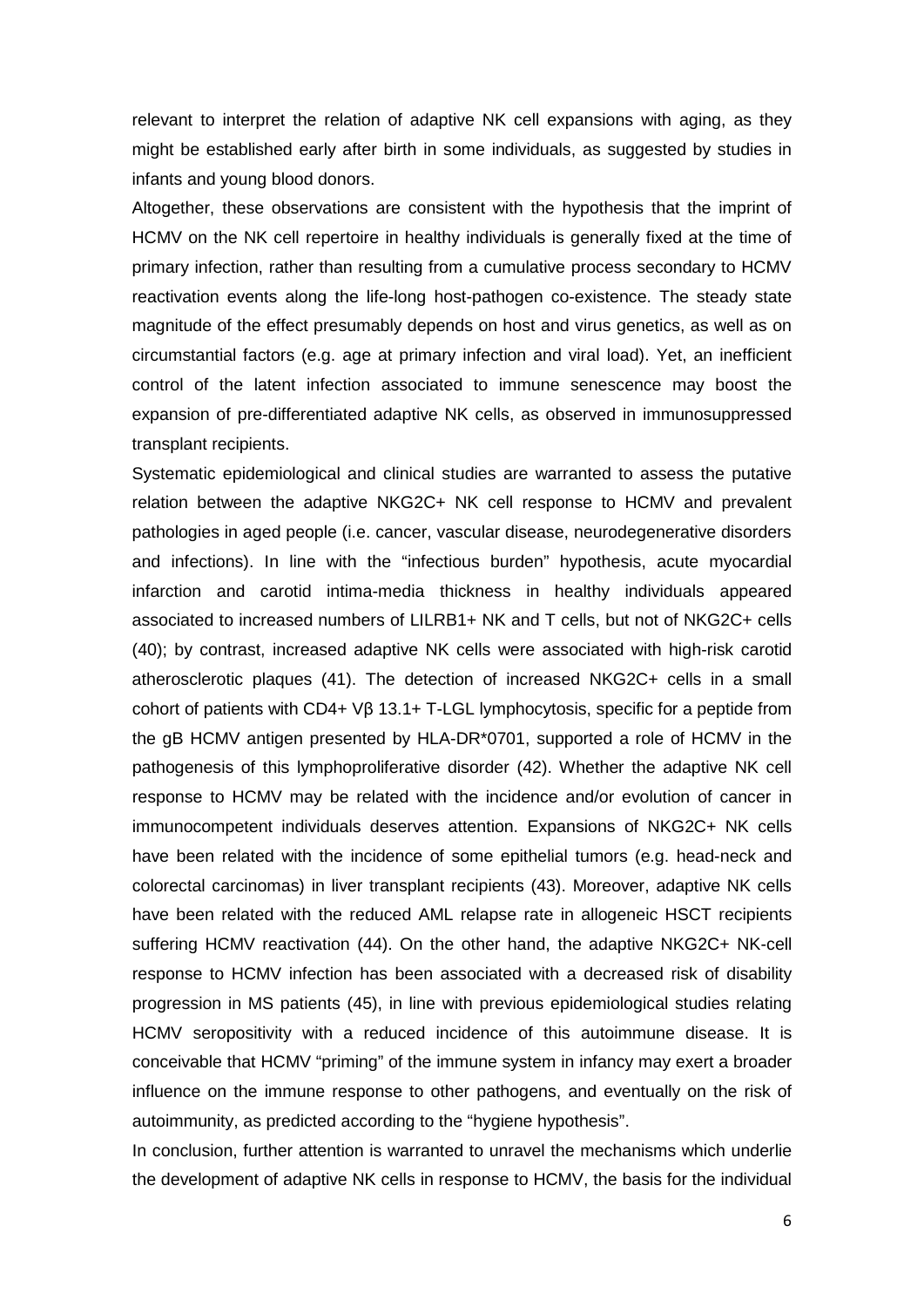relevant to interpret the relation of adaptive NK cell expansions with aging, as they might be established early after birth in some individuals, as suggested by studies in infants and young blood donors.

Altogether, these observations are consistent with the hypothesis that the imprint of HCMV on the NK cell repertoire in healthy individuals is generally fixed at the time of primary infection, rather than resulting from a cumulative process secondary to HCMV reactivation events along the life-long host-pathogen co-existence. The steady state magnitude of the effect presumably depends on host and virus genetics, as well as on circumstantial factors (e.g. age at primary infection and viral load). Yet, an inefficient control of the latent infection associated to immune senescence may boost the expansion of pre-differentiated adaptive NK cells, as observed in immunosuppressed transplant recipients.

Systematic epidemiological and clinical studies are warranted to assess the putative relation between the adaptive NKG2C+ NK cell response to HCMV and prevalent pathologies in aged people (i.e. cancer, vascular disease, neurodegenerative disorders and infections). In line with the "infectious burden" hypothesis, acute myocardial infarction and carotid intima-media thickness in healthy individuals appeared associated to increased numbers of LILRB1+ NK and T cells, but not of NKG2C+ cells (40); by contrast, increased adaptive NK cells were associated with high-risk carotid atherosclerotic plaques (41). The detection of increased NKG2C+ cells in a small cohort of patients with CD4+ Vβ 13.1+ T-LGL lymphocytosis, specific for a peptide from the gB HCMV antigen presented by HLA-DR*0701, supported a role of HCMV in the pathogenesis of this lymphoproliferative disorder (42). Whether the adaptive NK cell response to HCMV may be related with the incidence and/or evolution of cancer in immunocompetent individuals deserves attention. Expansions of NKG2C+ NK cells have been related with the incidence of some epithelial tumors (e.g. head-neck and colorectal carcinomas) in liver transplant recipients (43). Moreover, adaptive NK cells have been related with the reduced AML relapse rate in allogeneic HSCT recipients suffering HCMV reactivation (44). On the other hand, the adaptive NKG2C+ NK-cell response to HCMV infection has been associated with a decreased risk of disability progression in MS patients (45), in line with previous epidemiological studies relating HCMV seropositivity with a reduced incidence of this autoimmune disease. It is conceivable that HCMV "priming" of the immune system in infancy may exert a broader influence on the immune response to other pathogens, and eventually on the risk of autoimmunity, as predicted according to the "hygiene hypothesis".

In conclusion, further attention is warranted to unravel the mechanisms which underlie the development of adaptive NK cells in response to HCMV, the basis for the individual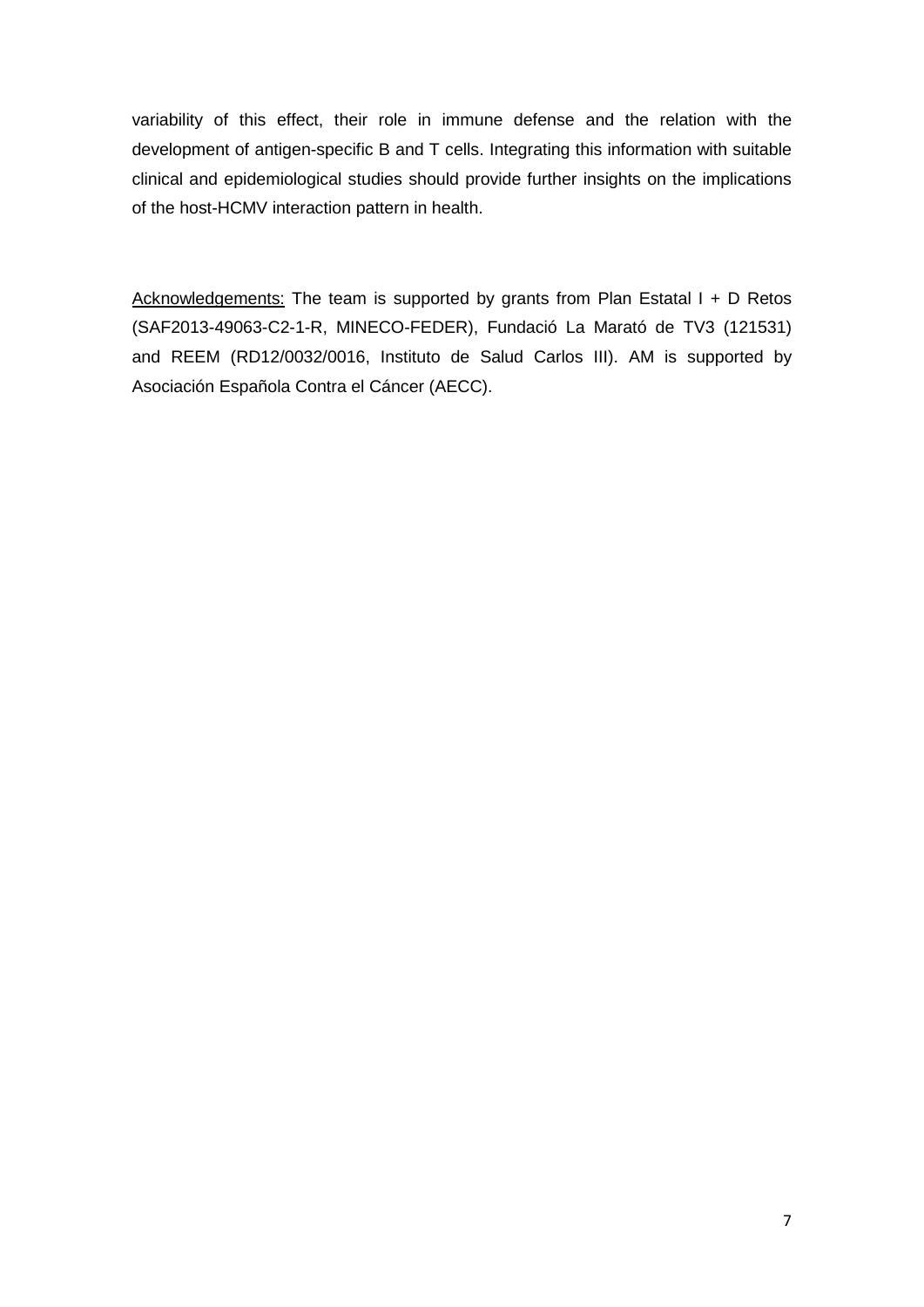variability of this effect, their role in immune defense and the relation with the development of antigen-specific B and T cells. Integrating this information with suitable clinical and epidemiological studies should provide further insights on the implications of the host-HCMV interaction pattern in health.

<u>Acknowledgements:</u> The team is supported by grants from Plan Estatal I + D Retos (SAF2013-49063-C2-1-R, MINECO-FEDER), Fundació La Marató de TV3 (121531) and REEM (RD12/0032/0016, Instituto de Salud Carlos III). AM is supported by Asociación Española Contra el Cáncer (AECC).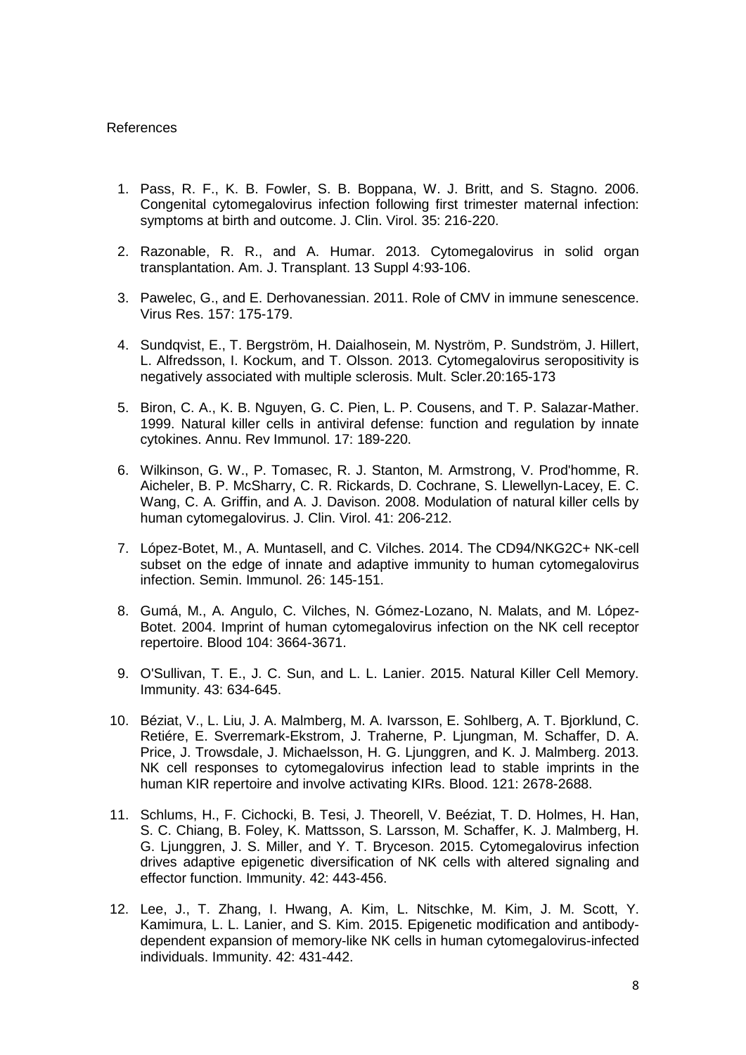References

1. Pass, R. F., K. B. Fowler, S. B. Boppana, W. J. Britt, and S. Stagno. 2006. Congenital cytomegalovirus infection following first trimester maternal infection: symptoms at birth and outcome. J. Clin. Virol. 35: 216-220.

2. Razonable, R. R., and A. Humar. 2013. Cytomegalovirus in solid organ transplantation. Am. J. Transplant. 13 Suppl 4:93-106.

3. Pawelec, G., and E. Derhovanessian. 2011. Role of CMV in immune senescence. Virus Res. 157: 175-179.

4. Sundqvist, E., T. Bergström, H. Daialhosein, M. Nyström, P. Sundström, J. Hillert, L. Alfredsson, I. Kockum, and T. Olsson. 2013. Cytomegalovirus seropositivity is negatively associated with multiple sclerosis. Mult. Scler.20:165-173

5. Biron, C. A., K. B. Nguyen, G. C. Pien, L. P. Cousens, and T. P. Salazar-Mather. 1999. Natural killer cells in antiviral defense: function and regulation by innate cytokines. Annu. Rev Immunol. 17: 189-220.

6. Wilkinson, G. W., P. Tomasec, R. J. Stanton, M. Armstrong, V. Prod'homme, R. Aicheler, B. P. McSharry, C. R. Rickards, D. Cochrane, S. Llewellyn-Lacey, E. C. Wang, C. A. Griffin, and A. J. Davison. 2008. Modulation of natural killer cells by human cytomegalovirus. J. Clin. Virol. 41: 206-212.

7. López-Botet, M., A. Muntasell, and C. Vilches. 2014. The CD94/NKG2C+ NK-cell subset on the edge of innate and adaptive immunity to human cytomegalovirus infection. Semin. Immunol. 26: 145-151.

8. Gumá, M., A. Angulo, C. Vilches, N. Gómez-Lozano, N. Malats, and M. López-Botet. 2004. Imprint of human cytomegalovirus infection on the NK cell receptor repertoire. Blood 104: 3664-3671.

9. O'Sullivan, T. E., J. C. Sun, and L. L. Lanier. 2015. Natural Killer Cell Memory. Immunity. 43: 634-645.

10. Béziat, V., L. Liu, J. A. Malmberg, M. A. Ivarsson, E. Sohlberg, A. T. Bjorklund, C. Retiére, E. Sverremark-Ekstrom, J. Traherne, P. Ljungman, M. Schaffer, D. A. Price, J. Trowsdale, J. Michaelsson, H. G. Ljunggren, and K. J. Malmberg. 2013. NK cell responses to cytomegalovirus infection lead to stable imprints in the human KIR repertoire and involve activating KIRs. Blood. 121: 2678-2688.

11. Schlums, H., F. Cichocki, B. Tesi, J. Theorell, V. Beéziat, T. D. Holmes, H. Han, S. C. Chiang, B. Foley, K. Mattsson, S. Larsson, M. Schaffer, K. J. Malmberg, H. G. Ljunggren, J. S. Miller, and Y. T. Bryceson. 2015. Cytomegalovirus infection drives adaptive epigenetic diversification of NK cells with altered signaling and effector function. Immunity. 42: 443-456.

12. Lee, J., T. Zhang, I. Hwang, A. Kim, L. Nitschke, M. Kim, J. M. Scott, Y. Kamimura, L. L. Lanier, and S. Kim. 2015. Epigenetic modification and antibody-dependent expansion of memory-like NK cells in human cytomegalovirus-infected individuals. Immunity. 42: 431-442.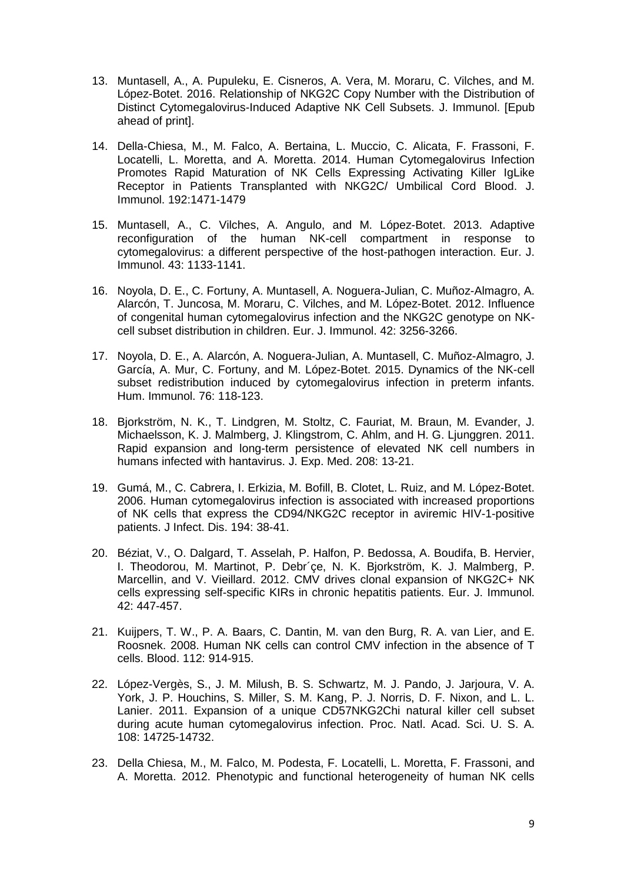13. Muntasell, A., A. Pupuleku, E. Cisneros, A. Vera, M. Moraru, C. Vilches, and M. López-Botet. 2016. Relationship of NKG2C Copy Number with the Distribution of Distinct Cytomegalovirus-Induced Adaptive NK Cell Subsets. J. Immunol. [Epub ahead of print].

14. Della-Chiesa, M., M. Falco, A. Bertaina, L. Muccio, C. Alicata, F. Frassoni, F. Locatelli, L. Moretta, and A. Moretta. 2014. Human Cytomegalovirus Infection Promotes Rapid Maturation of NK Cells Expressing Activating Killer IgLike Receptor in Patients Transplanted with NKG2C/ Umbilical Cord Blood. J. Immunol. 192:1471-1479

15. Muntasell, A., C. Vilches, A. Angulo, and M. López-Botet. 2013. Adaptive reconfiguration of the human NK-cell compartment in response to cytomegalovirus: a different perspective of the host-pathogen interaction. Eur. J. Immunol. 43: 1133-1141.

16. Noyola, D. E., C. Fortuny, A. Muntasell, A. Noguera-Julian, C. Muñoz-Almagro, A. Alarcón, T. Juncosa, M. Moraru, C. Vilches, and M. López-Botet. 2012. Influence of congenital human cytomegalovirus infection and the NKG2C genotype on NK-cell subset distribution in children. Eur. J. Immunol. 42: 3256-3266.

17. Noyola, D. E., A. Alarcón, A. Noguera-Julian, A. Muntasell, C. Muñoz-Almagro, J. García, A. Mur, C. Fortuny, and M. López-Botet. 2015. Dynamics of the NK-cell subset redistribution induced by cytomegalovirus infection in preterm infants. Hum. Immunol. 76: 118-123.

18. Bjorkström, N. K., T. Lindgren, M. Stoltz, C. Fauriat, M. Braun, M. Evander, J. Michaelsson, K. J. Malmberg, J. Klingstrom, C. Ahlm, and H. G. Ljunggren. 2011. Rapid expansion and long-term persistence of elevated NK cell numbers in humans infected with hantavirus. J. Exp. Med. 208: 13-21.

19. Gumá, M., C. Cabrera, I. Erkizia, M. Bofill, B. Clotet, L. Ruiz, and M. López-Botet. 2006. Human cytomegalovirus infection is associated with increased proportions of NK cells that express the CD94/NKG2C receptor in aviremic HIV-1-positive patients. J Infect. Dis. 194: 38-41.

20. Béziat, V., O. Dalgard, T. Asselah, P. Halfon, P. Bedossa, A. Boudifa, B. Hervier, I. Theodorou, M. Martinot, P. Debr´çe, N. K. Bjorkström, K. J. Malmberg, P. Marcellin, and V. Vieillard. 2012. CMV drives clonal expansion of NKG2C+ NK cells expressing self-specific KIRs in chronic hepatitis patients. Eur. J. Immunol. 42: 447-457.

21. Kuijpers, T. W., P. A. Baars, C. Dantin, M. van den Burg, R. A. van Lier, and E. Roosnek. 2008. Human NK cells can control CMV infection in the absence of T cells. Blood. 112: 914-915.

22. López-Vergès, S., J. M. Milush, B. S. Schwartz, M. J. Pando, J. Jarjoura, V. A. York, J. P. Houchins, S. Miller, S. M. Kang, P. J. Norris, D. F. Nixon, and L. L. Lanier. 2011. Expansion of a unique CD57NKG2Chi natural killer cell subset during acute human cytomegalovirus infection. Proc. Natl. Acad. Sci. U. S. A. 108: 14725-14732.

23. Della Chiesa, M., M. Falco, M. Podesta, F. Locatelli, L. Moretta, F. Frassoni, and A. Moretta. 2012. Phenotypic and functional heterogeneity of human NK cells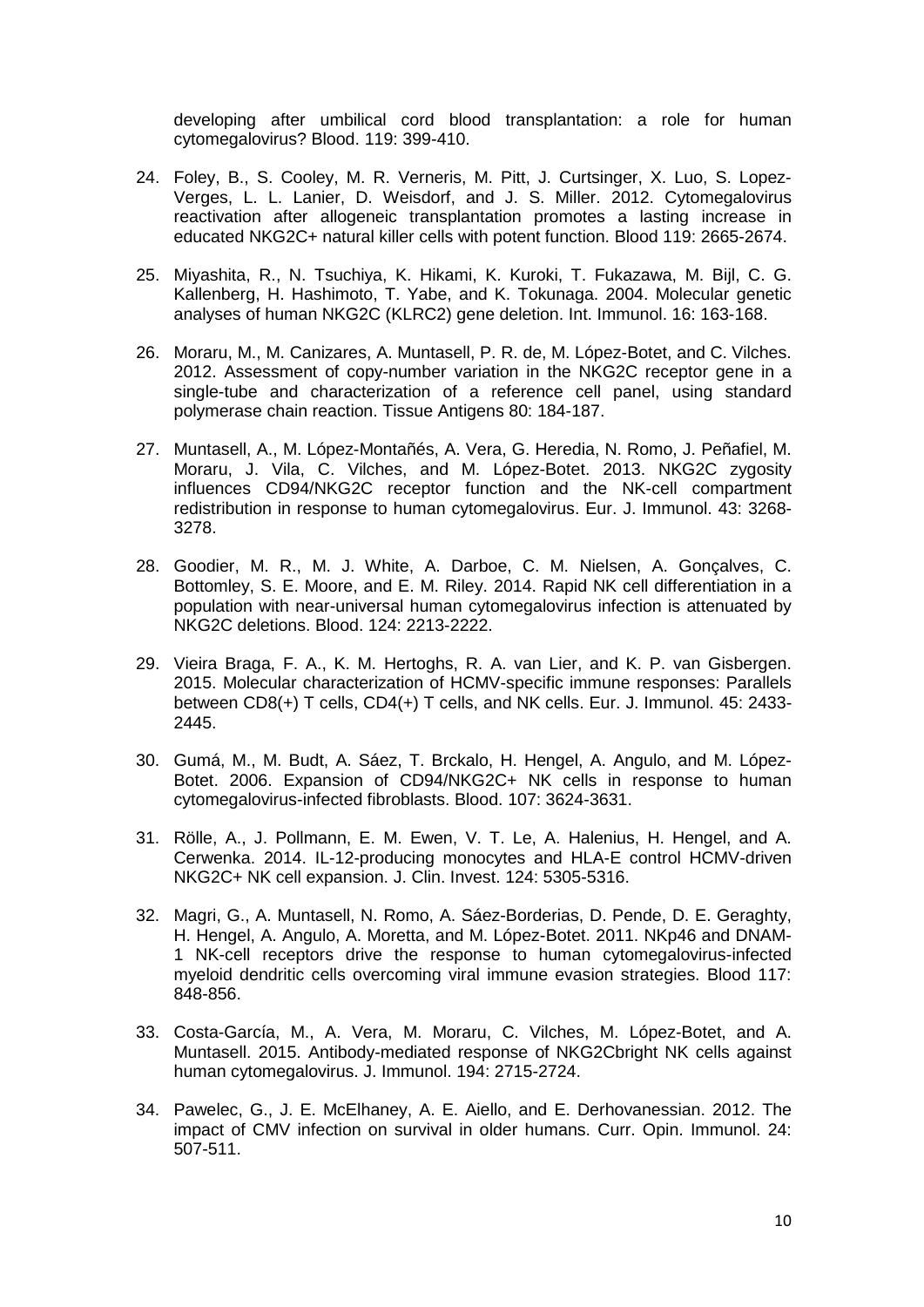developing after umbilical cord blood transplantation: a role for human cytomegalovirus? Blood. 119: 399-410.

24. Foley, B., S. Cooley, M. R. Verneris, M. Pitt, J. Curtsinger, X. Luo, S. Lopez-Verges, L. L. Lanier, D. Weisdorf, and J. S. Miller. 2012. Cytomegalovirus reactivation after allogeneic transplantation promotes a lasting increase in educated NKG2C+ natural killer cells with potent function. Blood 119: 2665-2674.

25. Miyashita, R., N. Tsuchiya, K. Hikami, K. Kuroki, T. Fukazawa, M. Bijl, C. G. Kallenberg, H. Hashimoto, T. Yabe, and K. Tokunaga. 2004. Molecular genetic analyses of human NKG2C (KLRC2) gene deletion. Int. Immunol. 16: 163-168.

26. Moraru, M., M. Canizares, A. Muntasell, P. R. de, M. López-Botet, and C. Vilches. 2012. Assessment of copy-number variation in the NKG2C receptor gene in a single-tube and characterization of a reference cell panel, using standard polymerase chain reaction. Tissue Antigens 80: 184-187.

27. Muntasell, A., M. López-Montañés, A. Vera, G. Heredia, N. Romo, J. Peñafiel, M. Moraru, J. Vila, C. Vilches, and M. López-Botet. 2013. NKG2C zygosity influences CD94/NKG2C receptor function and the NK-cell compartment redistribution in response to human cytomegalovirus. Eur. J. Immunol. 43: 3268-3278.

28. Goodier, M. R., M. J. White, A. Darboe, C. M. Nielsen, A. Gonçalves, C. Bottomley, S. E. Moore, and E. M. Riley. 2014. Rapid NK cell differentiation in a population with near-universal human cytomegalovirus infection is attenuated by NKG2C deletions. Blood. 124: 2213-2222.

29. Vieira Braga, F. A., K. M. Hertoghs, R. A. van Lier, and K. P. van Gisbergen. 2015. Molecular characterization of HCMV-specific immune responses: Parallels between CD8(+) T cells, CD4(+) T cells, and NK cells. Eur. J. Immunol. 45: 2433-2445.

30. Gumá, M., M. Budt, A. Sáez, T. Brckalo, H. Hengel, A. Angulo, and M. López-Botet. 2006. Expansion of CD94/NKG2C+ NK cells in response to human cytomegalovirus-infected fibroblasts. Blood. 107: 3624-3631.

31. Rölle, A., J. Pollmann, E. M. Ewen, V. T. Le, A. Halenius, H. Hengel, and A. Cerwenka. 2014. IL-12-producing monocytes and HLA-E control HCMV-driven NKG2C+ NK cell expansion. J. Clin. Invest. 124: 5305-5316.

32. Magri, G., A. Muntasell, N. Romo, A. Sáez-Borderias, D. Pende, D. E. Geraghty, H. Hengel, A. Angulo, A. Moretta, and M. López-Botet. 2011. NKp46 and DNAM-1 NK-cell receptors drive the response to human cytomegalovirus-infected myeloid dendritic cells overcoming viral immune evasion strategies. Blood 117: 848-856.

33. Costa-García, M., A. Vera, M. Moraru, C. Vilches, M. López-Botet, and A. Muntasell. 2015. Antibody-mediated response of NKG2Cbright NK cells against human cytomegalovirus. J. Immunol. 194: 2715-2724.

34. Pawelec, G., J. E. McElhaney, A. E. Aiello, and E. Derhovanessian. 2012. The impact of CMV infection on survival in older humans. Curr. Opin. Immunol. 24: 507-511.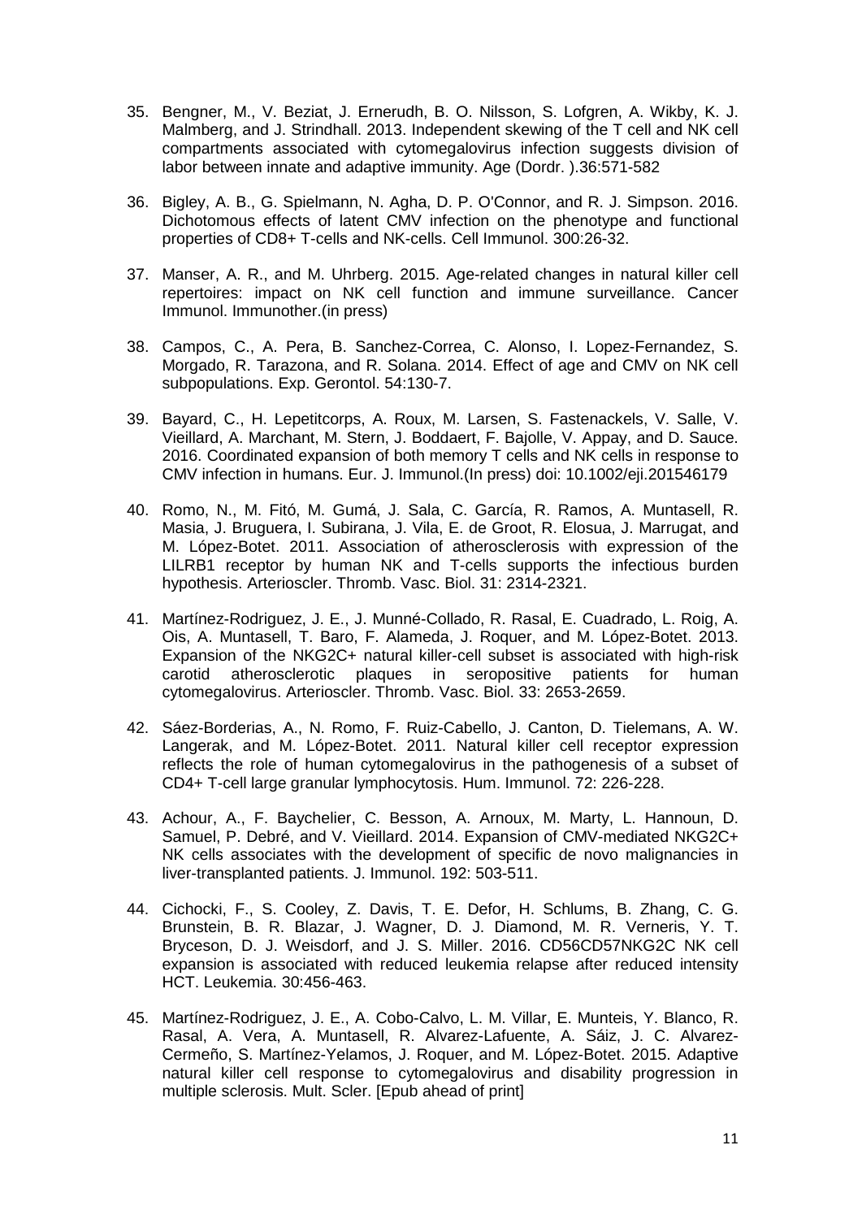35. Bengner, M., V. Beziat, J. Ernerudh, B. O. Nilsson, S. Lofgren, A. Wikby, K. J. Malmberg, and J. Strindhall. 2013. Independent skewing of the T cell and NK cell compartments associated with cytomegalovirus infection suggests division of labor between innate and adaptive immunity. Age (Dordr. ).36:571-582

36. Bigley, A. B., G. Spielmann, N. Agha, D. P. O'Connor, and R. J. Simpson. 2016. Dichotomous effects of latent CMV infection on the phenotype and functional properties of CD8+ T-cells and NK-cells. Cell Immunol. 300:26-32.

37. Manser, A. R., and M. Uhrberg. 2015. Age-related changes in natural killer cell repertoires: impact on NK cell function and immune surveillance. Cancer Immunol. Immunother.(in press)

38. Campos, C., A. Pera, B. Sanchez-Correa, C. Alonso, I. Lopez-Fernandez, S. Morgado, R. Tarazona, and R. Solana. 2014. Effect of age and CMV on NK cell subpopulations. Exp. Gerontol. 54:130-7.

39. Bayard, C., H. Lepetitcorps, A. Roux, M. Larsen, S. Fastenackels, V. Salle, V. Vieillard, A. Marchant, M. Stern, J. Boddaert, F. Bajolle, V. Appay, and D. Sauce. 2016. Coordinated expansion of both memory T cells and NK cells in response to CMV infection in humans. Eur. J. Immunol.(In press) doi: 10.1002/eji.201546179

40. Romo, N., M. Fitó, M. Gumá, J. Sala, C. García, R. Ramos, A. Muntasell, R. Masia, J. Bruguera, I. Subirana, J. Vila, E. de Groot, R. Elosua, J. Marrugat, and M. López-Botet. 2011. Association of atherosclerosis with expression of the LILRB1 receptor by human NK and T-cells supports the infectious burden hypothesis. Arterioscler. Thromb. Vasc. Biol. 31: 2314-2321.

41. Martínez-Rodriguez, J. E., J. Munné-Collado, R. Rasal, E. Cuadrado, L. Roig, A. Ois, A. Muntasell, T. Baro, F. Alameda, J. Roquer, and M. López-Botet. 2013. Expansion of the NKG2C+ natural killer-cell subset is associated with high-risk carotid atherosclerotic plaques in seropositive patients for human cytomegalovirus. Arterioscler. Thromb. Vasc. Biol. 33: 2653-2659.

42. Sáez-Borderias, A., N. Romo, F. Ruiz-Cabello, J. Canton, D. Tielemans, A. W. Langerak, and M. López-Botet. 2011. Natural killer cell receptor expression reflects the role of human cytomegalovirus in the pathogenesis of a subset of CD4+ T-cell large granular lymphocytosis. Hum. Immunol. 72: 226-228.

43. Achour, A., F. Baychelier, C. Besson, A. Arnoux, M. Marty, L. Hannoun, D. Samuel, P. Debré, and V. Vieillard. 2014. Expansion of CMV-mediated NKG2C+ NK cells associates with the development of specific de novo malignancies in liver-transplanted patients. J. Immunol. 192: 503-511.

44. Cichocki, F., S. Cooley, Z. Davis, T. E. Defor, H. Schlums, B. Zhang, C. G. Brunstein, B. R. Blazar, J. Wagner, D. J. Diamond, M. R. Verneris, Y. T. Bryceson, D. J. Weisdorf, and J. S. Miller. 2016. CD56CD57NKG2C NK cell expansion is associated with reduced leukemia relapse after reduced intensity HCT. Leukemia. 30:456-463.

45. Martínez-Rodriguez, J. E., A. Cobo-Calvo, L. M. Villar, E. Munteis, Y. Blanco, R. Rasal, A. Vera, A. Muntasell, R. Alvarez-Lafuente, A. Sáiz, J. C. Alvarez-Cermeño, S. Martínez-Yelamos, J. Roquer, and M. López-Botet. 2015. Adaptive natural killer cell response to cytomegalovirus and disability progression in multiple sclerosis. Mult. Scler. [Epub ahead of print]